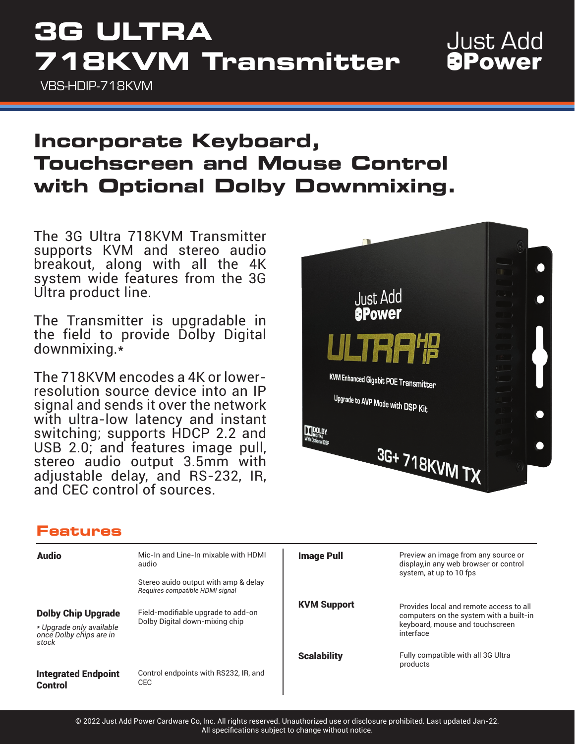# 3G ULTRA 718KVM Transmitter

VBS-HDIP-718KVM

Just Add Power

## Incorporate Keyboard, Touchscreen and Mouse Control with Optional Dolby Downmixing.

The 3G Ultra 718KVM Transmitter supports KVM and stereo audio breakout, along with all the 4K system wide features from the 3G Ultra product line.

The Transmitter is upgradable in the field to provide Dolby Digital downmixing.*

The 718KVM encodes a 4K or lower-resolution source device into an IP signal and sends it over the network with ultra-low latency and instant switching; supports HDCP 2.2 and USB 2.0; and features image pull, stereo audio output 3.5mm with adjustable delay, and RS-232, IR, and CEC control of sources.

## Features

| | |
|---|---|
| **Audio** | Mic-In and Line-In mixable with HDMI audio<br><br>Stereo auido output with amp & delay<br>*Requires compatible HDMI signal* |
| **Dolby Chip Upgrade**<br>*\* Upgrade only available once Dolby chips are in stock* | Field-modifiable upgrade to add-on Dolby Digital down-mixing chip |
| **Integrated Endpoint Control** | Control endpoints with RS232, IR, and CEC |
| **Image Pull** | Preview an image from any source or display,in any web browser or control system, at up to 10 fps |
| **KVM Support** | Provides local and remote access to all computers on the system with a built-in keyboard, mouse and touchscreen interface |
| **Scalability** | Fully compatible with all 3G Ultra products |

© 2022 Just Add Power Cardware Co, Inc. All rights reserved. Unauthorized use or disclosure prohibited. Last updated Jan-22.
All specifications subject to change without notice.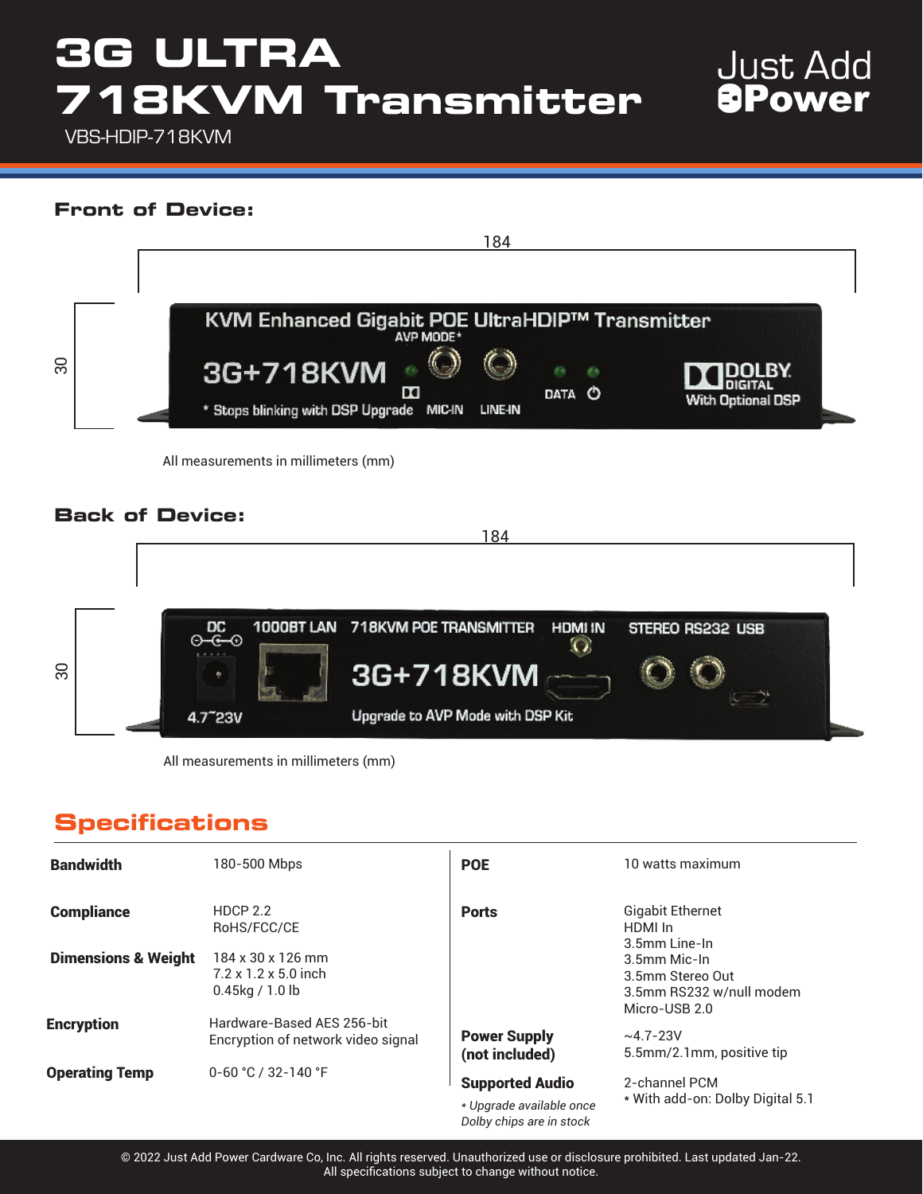# 3G ULTRA 718KVM Transmitter

VBS-HDIP-718KVM

Just Add Power

## Front of Device:

184

30

KVM Enhanced Gigabit POE UltraHDIP™ Transmitter

AVP MODE*

3G+718KVM

* Stops blinking with DSP Upgrade MIC-IN LINE-IN

DATA

DOLBY DIGITAL With Optional DSP

All measurements in millimeters (mm)

## Back of Device:

184

30

DC 1000BT LAN 718KVM POE TRANSMITTER HDMI IN STEREO RS232 USB

3G+718KVM

4.7~23V

Upgrade to AVP Mode with DSP Kit

All measurements in millimeters (mm)

## Specifications

| | |
|---|---|
| **Bandwidth** | 180-500 Mbps |
| **Compliance** | HDCP 2.2<br>RoHS/FCC/CE |
| **Dimensions & Weight** | 184 x 30 x 126 mm<br>7.2 x 1.2 x 5.0 inch<br>0.45kg / 1.0 lb |
| **Encryption** | Hardware-Based AES 256-bit Encryption of network video signal |
| **Operating Temp** | 0-60 °C / 32-140 °F |
| **POE** | 10 watts maximum |
| **Ports** | Gigabit Ethernet<br>HDMI In<br>3.5mm Line-In<br>3.5mm Mic-In<br>3.5mm Stereo Out<br>3.5mm RS232 w/null modem<br>Micro-USB 2.0 |
| **Power Supply (not included)** | ~4.7-23V<br>5.5mm/2.1mm, positive tip |
| **Supported Audio**<br>*\* Upgrade available once Dolby chips are in stock* | 2-channel PCM<br>* With add-on: Dolby Digital 5.1 |

© 2022 Just Add Power Cardware Co, Inc. All rights reserved. Unauthorized use or disclosure prohibited. Last updated Jan-22.
All specifications subject to change without notice.